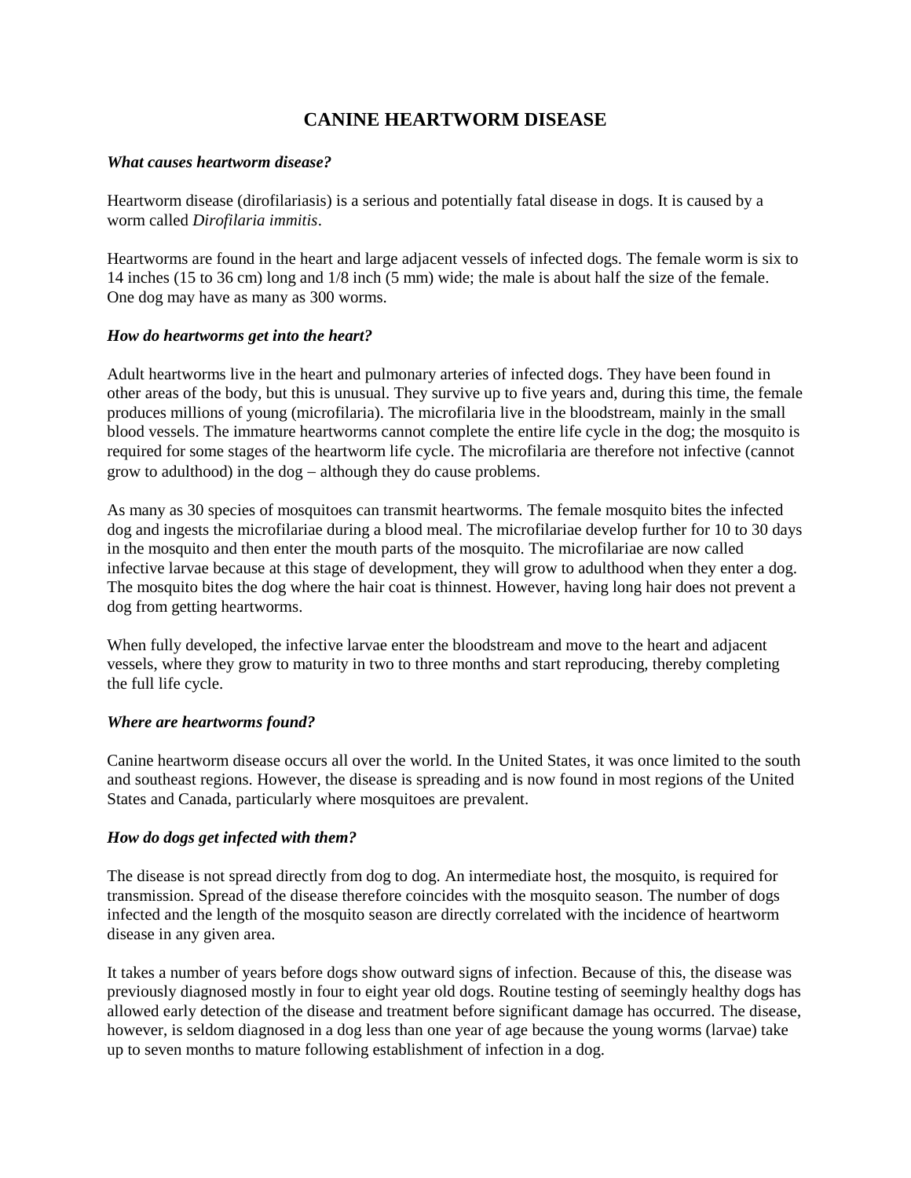# CANINE HEARTWORM DISEASE

***What causes heartworm disease?***

Heartworm disease (dirofilariasis) is a serious and potentially fatal disease in dogs. It is caused by a worm called *Dirofilaria immitis*.

Heartworms are found in the heart and large adjacent vessels of infected dogs. The female worm is six to 14 inches (15 to 36 cm) long and 1/8 inch (5 mm) wide; the male is about half the size of the female. One dog may have as many as 300 worms.

***How do heartworms get into the heart?***

Adult heartworms live in the heart and pulmonary arteries of infected dogs. They have been found in other areas of the body, but this is unusual. They survive up to five years and, during this time, the female produces millions of young (microfilaria). The microfilaria live in the bloodstream, mainly in the small blood vessels. The immature heartworms cannot complete the entire life cycle in the dog; the mosquito is required for some stages of the heartworm life cycle. The microfilaria are therefore not infective (cannot grow to adulthood) in the dog – although they do cause problems.

As many as 30 species of mosquitoes can transmit heartworms. The female mosquito bites the infected dog and ingests the microfilariae during a blood meal. The microfilariae develop further for 10 to 30 days in the mosquito and then enter the mouth parts of the mosquito. The microfilariae are now called infective larvae because at this stage of development, they will grow to adulthood when they enter a dog. The mosquito bites the dog where the hair coat is thinnest. However, having long hair does not prevent a dog from getting heartworms.

When fully developed, the infective larvae enter the bloodstream and move to the heart and adjacent vessels, where they grow to maturity in two to three months and start reproducing, thereby completing the full life cycle.

***Where are heartworms found?***

Canine heartworm disease occurs all over the world. In the United States, it was once limited to the south and southeast regions. However, the disease is spreading and is now found in most regions of the United States and Canada, particularly where mosquitoes are prevalent.

***How do dogs get infected with them?***

The disease is not spread directly from dog to dog. An intermediate host, the mosquito, is required for transmission. Spread of the disease therefore coincides with the mosquito season. The number of dogs infected and the length of the mosquito season are directly correlated with the incidence of heartworm disease in any given area.

It takes a number of years before dogs show outward signs of infection. Because of this, the disease was previously diagnosed mostly in four to eight year old dogs. Routine testing of seemingly healthy dogs has allowed early detection of the disease and treatment before significant damage has occurred. The disease, however, is seldom diagnosed in a dog less than one year of age because the young worms (larvae) take up to seven months to mature following establishment of infection in a dog.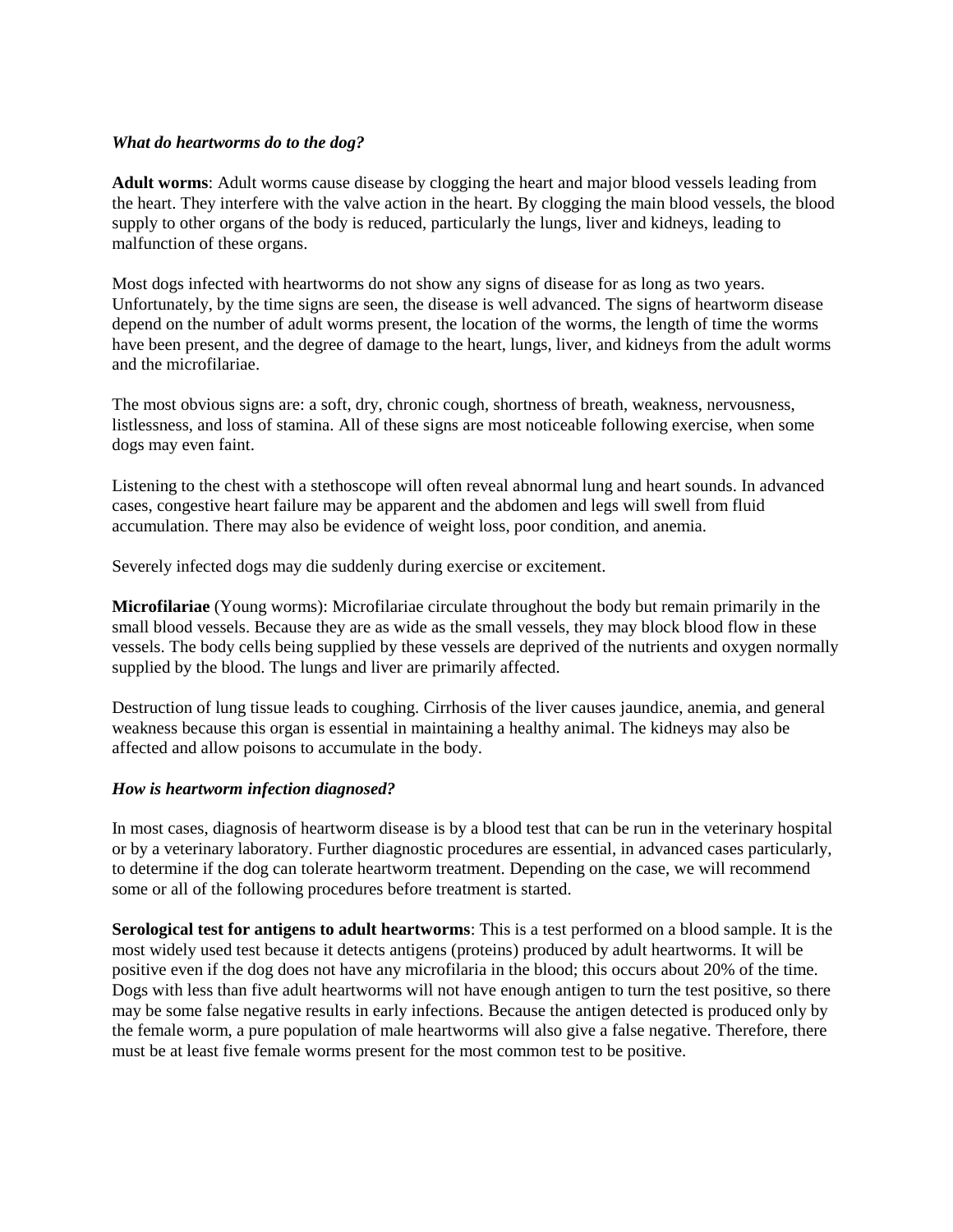***What do heartworms do to the dog?***

**Adult worms**: Adult worms cause disease by clogging the heart and major blood vessels leading from the heart. They interfere with the valve action in the heart. By clogging the main blood vessels, the blood supply to other organs of the body is reduced, particularly the lungs, liver and kidneys, leading to malfunction of these organs.

Most dogs infected with heartworms do not show any signs of disease for as long as two years. Unfortunately, by the time signs are seen, the disease is well advanced. The signs of heartworm disease depend on the number of adult worms present, the location of the worms, the length of time the worms have been present, and the degree of damage to the heart, lungs, liver, and kidneys from the adult worms and the microfilariae.

The most obvious signs are: a soft, dry, chronic cough, shortness of breath, weakness, nervousness, listlessness, and loss of stamina. All of these signs are most noticeable following exercise, when some dogs may even faint.

Listening to the chest with a stethoscope will often reveal abnormal lung and heart sounds. In advanced cases, congestive heart failure may be apparent and the abdomen and legs will swell from fluid accumulation. There may also be evidence of weight loss, poor condition, and anemia.

Severely infected dogs may die suddenly during exercise or excitement.

**Microfilariae** (Young worms): Microfilariae circulate throughout the body but remain primarily in the small blood vessels. Because they are as wide as the small vessels, they may block blood flow in these vessels. The body cells being supplied by these vessels are deprived of the nutrients and oxygen normally supplied by the blood. The lungs and liver are primarily affected.

Destruction of lung tissue leads to coughing. Cirrhosis of the liver causes jaundice, anemia, and general weakness because this organ is essential in maintaining a healthy animal. The kidneys may also be affected and allow poisons to accumulate in the body.

***How is heartworm infection diagnosed?***

In most cases, diagnosis of heartworm disease is by a blood test that can be run in the veterinary hospital or by a veterinary laboratory. Further diagnostic procedures are essential, in advanced cases particularly, to determine if the dog can tolerate heartworm treatment. Depending on the case, we will recommend some or all of the following procedures before treatment is started.

**Serological test for antigens to adult heartworms**: This is a test performed on a blood sample. It is the most widely used test because it detects antigens (proteins) produced by adult heartworms. It will be positive even if the dog does not have any microfilaria in the blood; this occurs about 20% of the time. Dogs with less than five adult heartworms will not have enough antigen to turn the test positive, so there may be some false negative results in early infections. Because the antigen detected is produced only by the female worm, a pure population of male heartworms will also give a false negative. Therefore, there must be at least five female worms present for the most common test to be positive.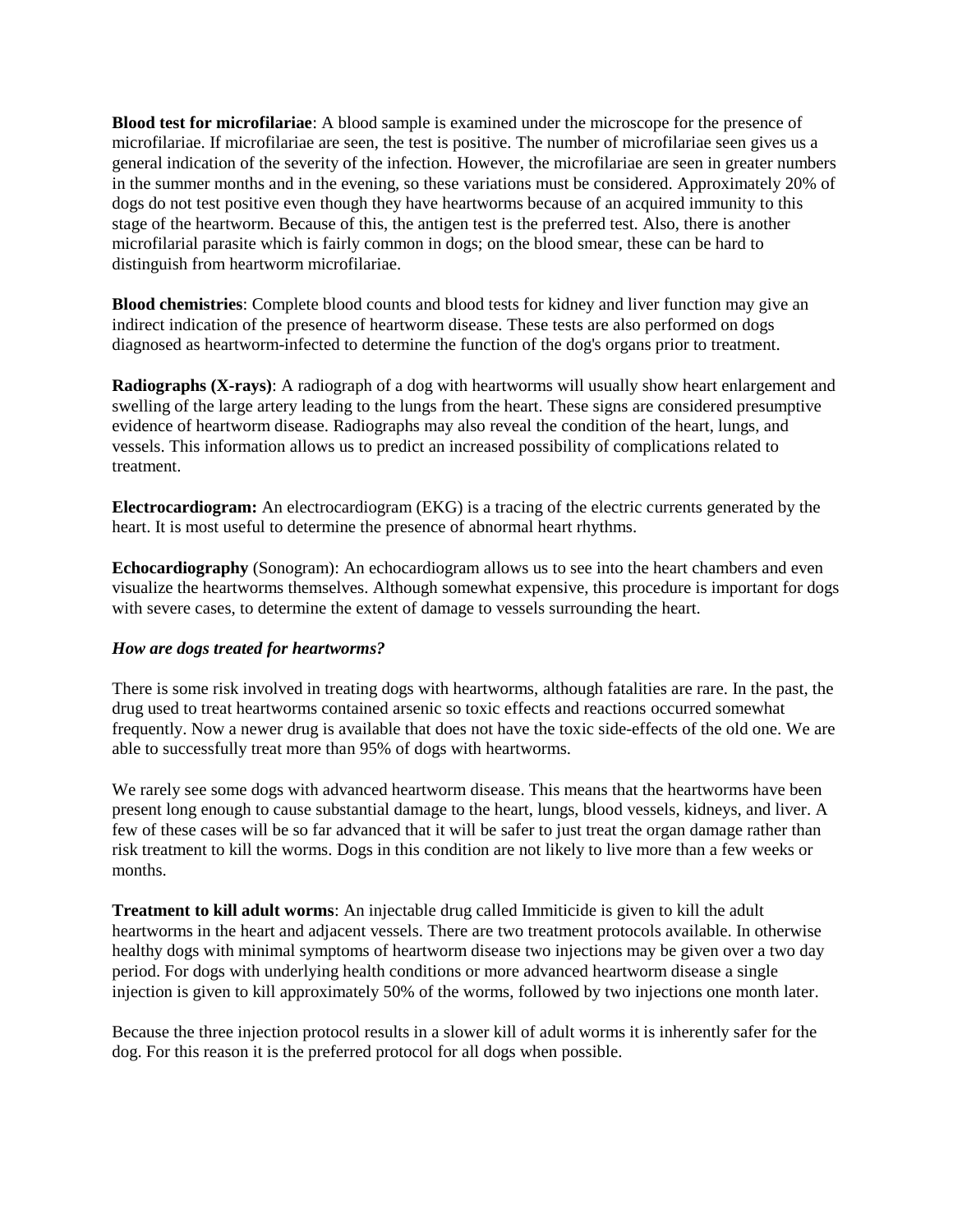**Blood test for microfilariae**: A blood sample is examined under the microscope for the presence of microfilariae. If microfilariae are seen, the test is positive. The number of microfilariae seen gives us a general indication of the severity of the infection. However, the microfilariae are seen in greater numbers in the summer months and in the evening, so these variations must be considered. Approximately 20% of dogs do not test positive even though they have heartworms because of an acquired immunity to this stage of the heartworm. Because of this, the antigen test is the preferred test. Also, there is another microfilarial parasite which is fairly common in dogs; on the blood smear, these can be hard to distinguish from heartworm microfilariae.

**Blood chemistries**: Complete blood counts and blood tests for kidney and liver function may give an indirect indication of the presence of heartworm disease. These tests are also performed on dogs diagnosed as heartworm-infected to determine the function of the dog's organs prior to treatment.

**Radiographs (X-rays)**: A radiograph of a dog with heartworms will usually show heart enlargement and swelling of the large artery leading to the lungs from the heart. These signs are considered presumptive evidence of heartworm disease. Radiographs may also reveal the condition of the heart, lungs, and vessels. This information allows us to predict an increased possibility of complications related to treatment.

**Electrocardiogram:** An electrocardiogram (EKG) is a tracing of the electric currents generated by the heart. It is most useful to determine the presence of abnormal heart rhythms.

**Echocardiography** (Sonogram): An echocardiogram allows us to see into the heart chambers and even visualize the heartworms themselves. Although somewhat expensive, this procedure is important for dogs with severe cases, to determine the extent of damage to vessels surrounding the heart.

***How are dogs treated for heartworms?***

There is some risk involved in treating dogs with heartworms, although fatalities are rare. In the past, the drug used to treat heartworms contained arsenic so toxic effects and reactions occurred somewhat frequently. Now a newer drug is available that does not have the toxic side-effects of the old one. We are able to successfully treat more than 95% of dogs with heartworms.

We rarely see some dogs with advanced heartworm disease. This means that the heartworms have been present long enough to cause substantial damage to the heart, lungs, blood vessels, kidneys, and liver. A few of these cases will be so far advanced that it will be safer to just treat the organ damage rather than risk treatment to kill the worms. Dogs in this condition are not likely to live more than a few weeks or months.

**Treatment to kill adult worms**: An injectable drug called Immiticide is given to kill the adult heartworms in the heart and adjacent vessels. There are two treatment protocols available. In otherwise healthy dogs with minimal symptoms of heartworm disease two injections may be given over a two day period. For dogs with underlying health conditions or more advanced heartworm disease a single injection is given to kill approximately 50% of the worms, followed by two injections one month later.

Because the three injection protocol results in a slower kill of adult worms it is inherently safer for the dog. For this reason it is the preferred protocol for all dogs when possible.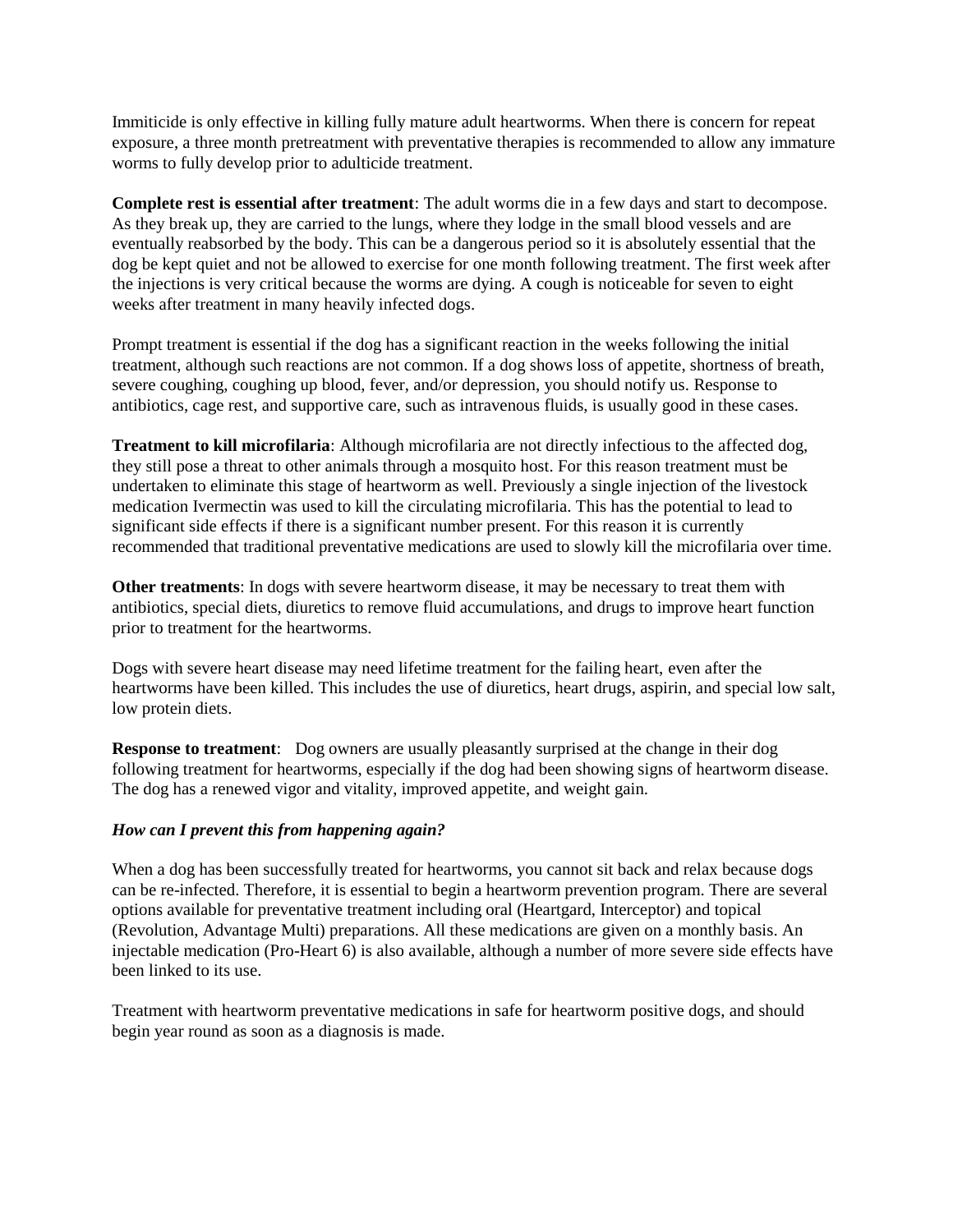Immiticide is only effective in killing fully mature adult heartworms. When there is concern for repeat exposure, a three month pretreatment with preventative therapies is recommended to allow any immature worms to fully develop prior to adulticide treatment.

**Complete rest is essential after treatment**: The adult worms die in a few days and start to decompose. As they break up, they are carried to the lungs, where they lodge in the small blood vessels and are eventually reabsorbed by the body. This can be a dangerous period so it is absolutely essential that the dog be kept quiet and not be allowed to exercise for one month following treatment. The first week after the injections is very critical because the worms are dying. A cough is noticeable for seven to eight weeks after treatment in many heavily infected dogs.

Prompt treatment is essential if the dog has a significant reaction in the weeks following the initial treatment, although such reactions are not common. If a dog shows loss of appetite, shortness of breath, severe coughing, coughing up blood, fever, and/or depression, you should notify us. Response to antibiotics, cage rest, and supportive care, such as intravenous fluids, is usually good in these cases.

**Treatment to kill microfilaria**: Although microfilaria are not directly infectious to the affected dog, they still pose a threat to other animals through a mosquito host. For this reason treatment must be undertaken to eliminate this stage of heartworm as well. Previously a single injection of the livestock medication Ivermectin was used to kill the circulating microfilaria. This has the potential to lead to significant side effects if there is a significant number present. For this reason it is currently recommended that traditional preventative medications are used to slowly kill the microfilaria over time.

**Other treatments**: In dogs with severe heartworm disease, it may be necessary to treat them with antibiotics, special diets, diuretics to remove fluid accumulations, and drugs to improve heart function prior to treatment for the heartworms.

Dogs with severe heart disease may need lifetime treatment for the failing heart, even after the heartworms have been killed. This includes the use of diuretics, heart drugs, aspirin, and special low salt, low protein diets.

**Response to treatment**: Dog owners are usually pleasantly surprised at the change in their dog following treatment for heartworms, especially if the dog had been showing signs of heartworm disease. The dog has a renewed vigor and vitality, improved appetite, and weight gain.

***How can I prevent this from happening again?***

When a dog has been successfully treated for heartworms, you cannot sit back and relax because dogs can be re-infected. Therefore, it is essential to begin a heartworm prevention program. There are several options available for preventative treatment including oral (Heartgard, Interceptor) and topical (Revolution, Advantage Multi) preparations. All these medications are given on a monthly basis. An injectable medication (Pro-Heart 6) is also available, although a number of more severe side effects have been linked to its use.

Treatment with heartworm preventative medications in safe for heartworm positive dogs, and should begin year round as soon as a diagnosis is made.